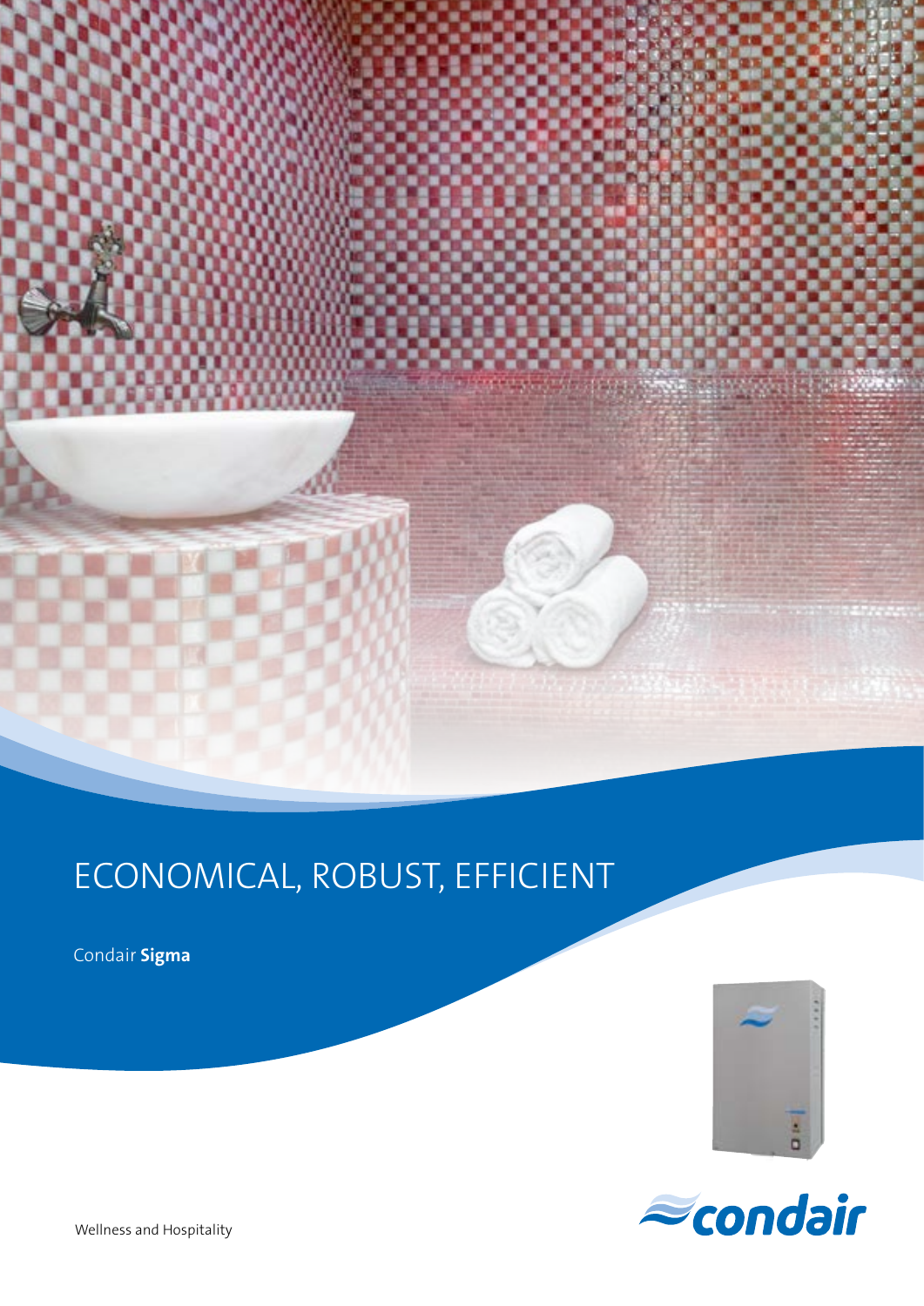# ECONOMICAL, ROBUST, EFFICIENT

Condair **Sigma**

condair

Wellness and Hospitality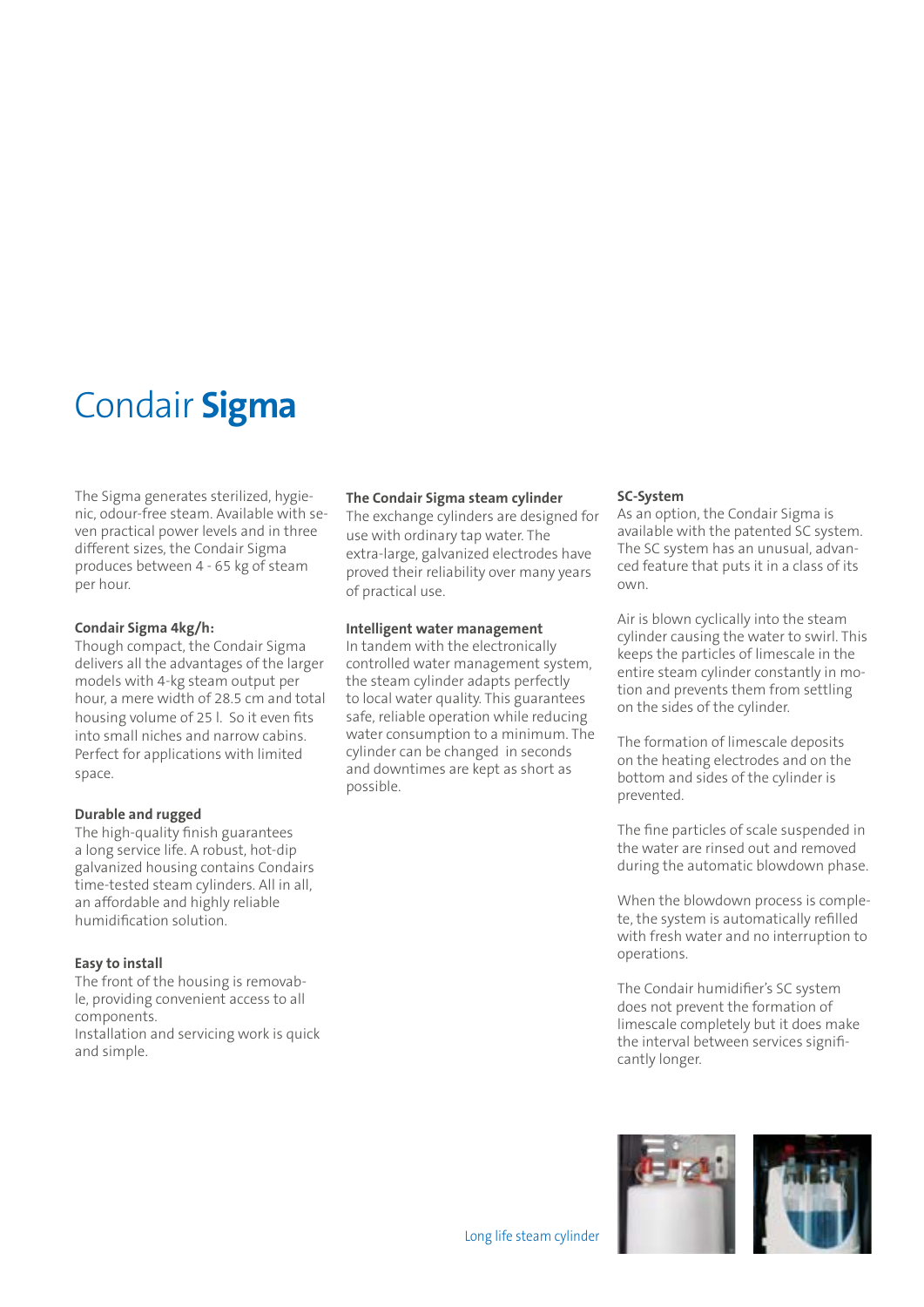# Condair **Sigma**

The Sigma generates sterilized, hygienic, odour-free steam. Available with seven practical power levels and in three different sizes, the Condair Sigma produces between 4 - 65 kg of steam per hour.

**Condair Sigma 4kg/h:**
Though compact, the Condair Sigma delivers all the advantages of the larger models with 4-kg steam output per hour, a mere width of 28.5 cm and total housing volume of 25 l. So it even fits into small niches and narrow cabins. Perfect for applications with limited space.

**Durable and rugged**
The high-quality finish guarantees a long service life. A robust, hot-dip galvanized housing contains Condairs time-tested steam cylinders. All in all, an affordable and highly reliable humidification solution.

**Easy to install**
The front of the housing is removable, providing convenient access to all components.
Installation and servicing work is quick and simple.

**The Condair Sigma steam cylinder**
The exchange cylinders are designed for use with ordinary tap water. The extra-large, galvanized electrodes have proved their reliability over many years of practical use.

**Intelligent water management**
In tandem with the electronically controlled water management system, the steam cylinder adapts perfectly to local water quality. This guarantees safe, reliable operation while reducing water consumption to a minimum. The cylinder can be changed in seconds and downtimes are kept as short as possible.

**SC-System**
As an option, the Condair Sigma is available with the patented SC system. The SC system has an unusual, advanced feature that puts it in a class of its own.

Air is blown cyclically into the steam cylinder causing the water to swirl. This keeps the particles of limescale in the entire steam cylinder constantly in motion and prevents them from settling on the sides of the cylinder.

The formation of limescale deposits on the heating electrodes and on the bottom and sides of the cylinder is prevented.

The fine particles of scale suspended in the water are rinsed out and removed during the automatic blowdown phase.

When the blowdown process is complete, the system is automatically refilled with fresh water and no interruption to operations.

The Condair humidifier's SC system does not prevent the formation of limescale completely but it does make the interval between services significantly longer.

Long life steam cylinder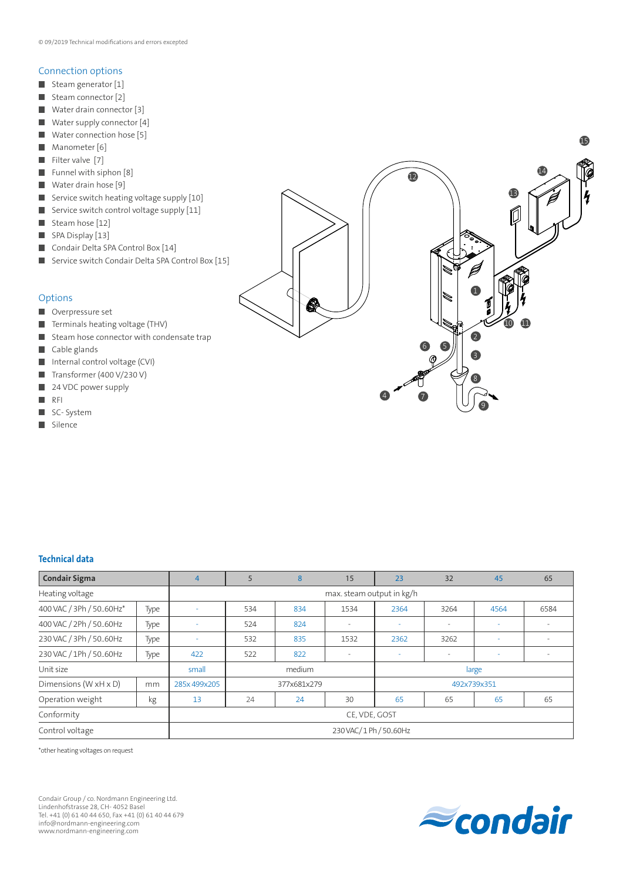© 09/2019 Technical modifications and errors excepted

## Connection options

- Steam generator [1]
- Steam connector [2]
- Water drain connector [3]
- Water supply connector [4]
- Water connection hose [5]
- Manometer [6]
- Filter valve [7]
- Funnel with siphon [8]
- Water drain hose [9]
- Service switch heating voltage supply [10]
- Service switch control voltage supply [11]
- Steam hose [12]
- SPA Display [13]
- Condair Delta SPA Control Box [14]
- Service switch Condair Delta SPA Control Box [15]

## Options

- Overpressure set
- Terminals heating voltage (THV)
- Steam hose connector with condensate trap
- Cable glands
- Internal control voltage (CVI)
- Transformer (400 V/230 V)
- 24 VDC power supply
- RFI
- SC- System
- Silence

## Technical data

| Condair Sigma | | 4 | 5 | 8 | 15 | 23 | 32 | 45 | 65 |
|---|---|---|---|---|---|---|---|---|---|
| Heating voltage | | max. steam output in kg/h | | | | | | | |
| 400 VAC / 3Ph / 50..60Hz* | Type | - | 534 | 834 | 1534 | 2364 | 3264 | 4564 | 6584 |
| 400 VAC / 2Ph / 50..60Hz | Type | - | 524 | 824 | - | - | - | - | - |
| 230 VAC / 3Ph / 50..60Hz | Type | - | 532 | 835 | 1532 | 2362 | 3262 | - | - |
| 230 VAC / 1Ph / 50..60Hz | Type | 422 | 522 | 822 | - | - | - | - | - |
| Unit size | | small | medium | | | large | | | |
| Dimensions (W xH x D) | mm | 285x 499x205 | 377x681x279 | | | 492x739x351 | | | |
| Operation weight | kg | 13 | 24 | 24 | 30 | 65 | 65 | 65 | 65 |
| Conformity | | CE, VDE, GOST | | | | | | | |
| Control voltage | | 230 VAC/ 1 Ph / 50..60Hz | | | | | | | |

*other heating voltages on request

Condair Group / co. Nordmann Engineering Ltd.
Lindenhofstrasse 28, CH- 4052 Basel
Tel. +41 (0) 61 40 44 650, Fax +41 (0) 61 40 44 679
info@nordmann-engineering.com
www.nordmann-engineering.com